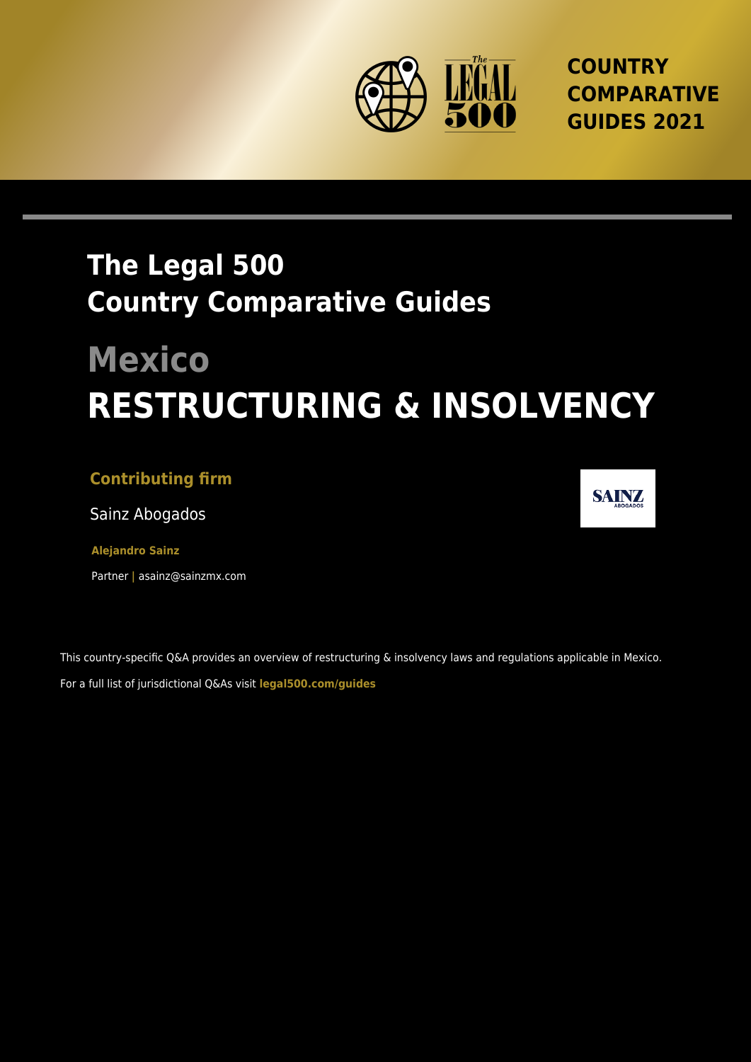COUNTRY COMPARATIVE GUIDES 2021

# The Legal 500 Country Comparative Guides

# Mexico

# RESTRUCTURING & INSOLVENCY

**Contributing firm**

Sainz Abogados

**Alejandro Sainz**

Partner | asainz@sainzmx.com

This country-specific Q&A provides an overview of restructuring & insolvency laws and regulations applicable in Mexico.

For a full list of jurisdictional Q&As visit **legal500.com/guides**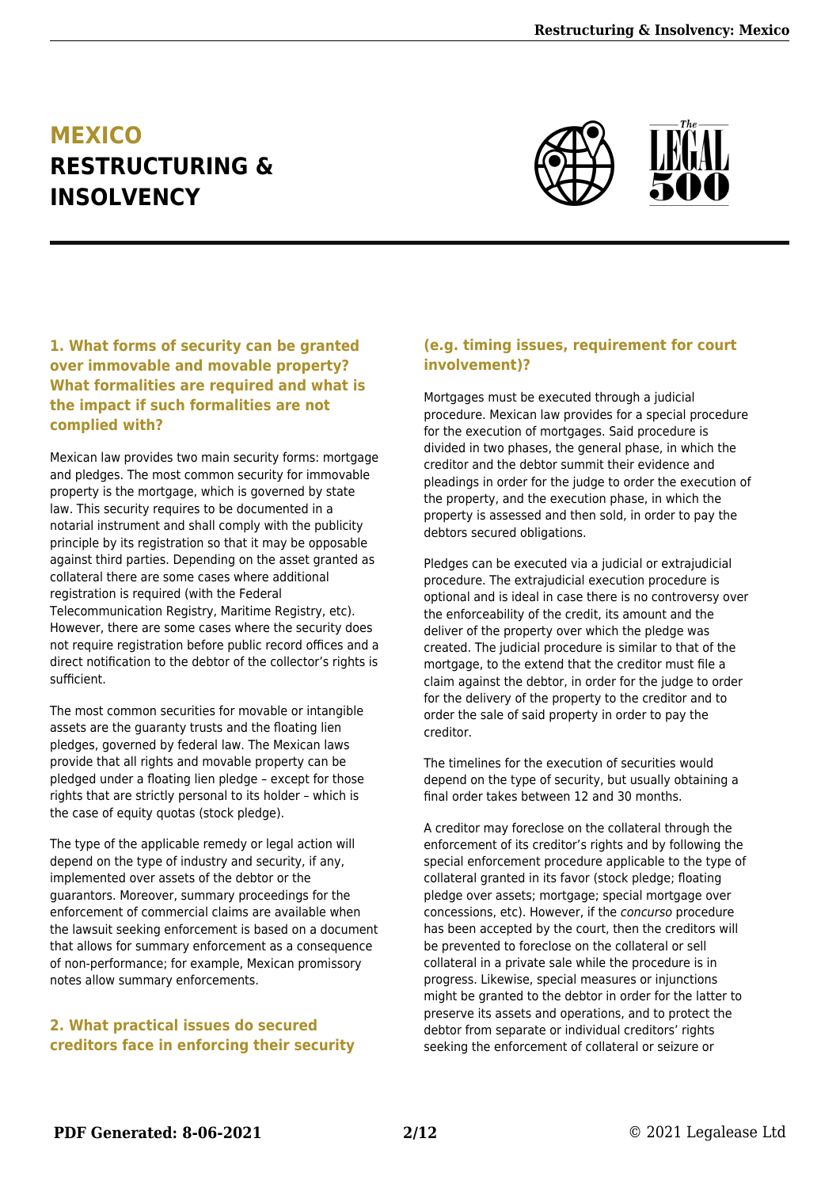# MEXICO RESTRUCTURING & INSOLVENCY

### 1. What forms of security can be granted over immovable and movable property? What formalities are required and what is the impact if such formalities are not complied with?

Mexican law provides two main security forms: mortgage and pledges. The most common security for immovable property is the mortgage, which is governed by state law. This security requires to be documented in a notarial instrument and shall comply with the publicity principle by its registration so that it may be opposable against third parties. Depending on the asset granted as collateral there are some cases where additional registration is required (with the Federal Telecommunication Registry, Maritime Registry, etc). However, there are some cases where the security does not require registration before public record offices and a direct notification to the debtor of the collector's rights is sufficient.

The most common securities for movable or intangible assets are the guaranty trusts and the floating lien pledges, governed by federal law. The Mexican laws provide that all rights and movable property can be pledged under a floating lien pledge – except for those rights that are strictly personal to its holder – which is the case of equity quotas (stock pledge).

The type of the applicable remedy or legal action will depend on the type of industry and security, if any, implemented over assets of the debtor or the guarantors. Moreover, summary proceedings for the enforcement of commercial claims are available when the lawsuit seeking enforcement is based on a document that allows for summary enforcement as a consequence of non-performance; for example, Mexican promissory notes allow summary enforcements.

### 2. What practical issues do secured creditors face in enforcing their security (e.g. timing issues, requirement for court involvement)?

Mortgages must be executed through a judicial procedure. Mexican law provides for a special procedure for the execution of mortgages. Said procedure is divided in two phases, the general phase, in which the creditor and the debtor summit their evidence and pleadings in order for the judge to order the execution of the property, and the execution phase, in which the property is assessed and then sold, in order to pay the debtors secured obligations.

Pledges can be executed via a judicial or extrajudicial procedure. The extrajudicial execution procedure is optional and is ideal in case there is no controversy over the enforceability of the credit, its amount and the deliver of the property over which the pledge was created. The judicial procedure is similar to that of the mortgage, to the extend that the creditor must file a claim against the debtor, in order for the judge to order for the delivery of the property to the creditor and to order the sale of said property in order to pay the creditor.

The timelines for the execution of securities would depend on the type of security, but usually obtaining a final order takes between 12 and 30 months.

A creditor may foreclose on the collateral through the enforcement of its creditor's rights and by following the special enforcement procedure applicable to the type of collateral granted in its favor (stock pledge; floating pledge over assets; mortgage; special mortgage over concessions, etc). However, if the *concurso* procedure has been accepted by the court, then the creditors will be prevented to foreclose on the collateral or sell collateral in a private sale while the procedure is in progress. Likewise, special measures or injunctions might be granted to the debtor in order for the latter to preserve its assets and operations, and to protect the debtor from separate or individual creditors' rights seeking the enforcement of collateral or seizure or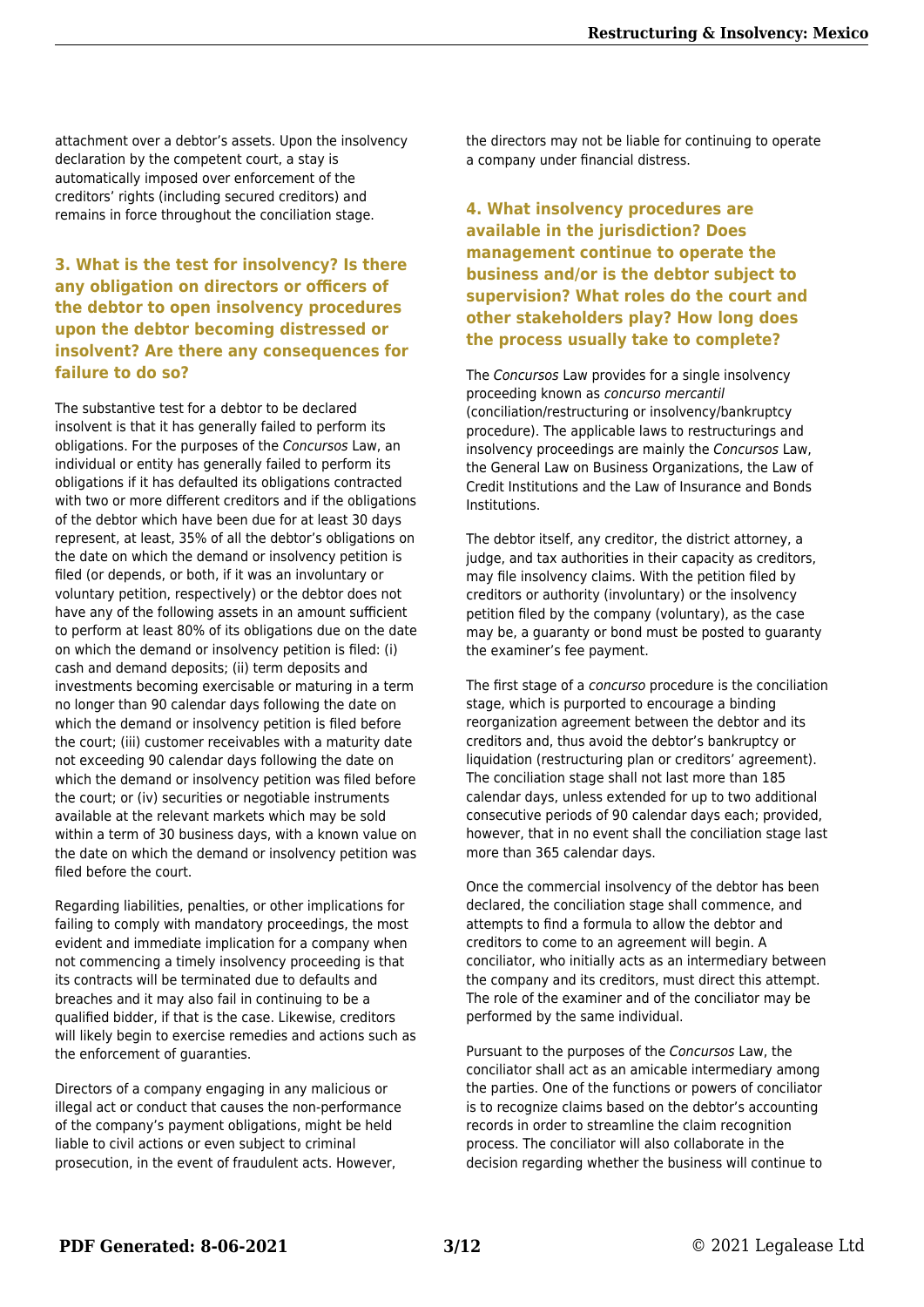attachment over a debtor's assets. Upon the insolvency declaration by the competent court, a stay is automatically imposed over enforcement of the creditors' rights (including secured creditors) and remains in force throughout the conciliation stage.

## 3. What is the test for insolvency? Is there any obligation on directors or officers of the debtor to open insolvency procedures upon the debtor becoming distressed or insolvent? Are there any consequences for failure to do so?

The substantive test for a debtor to be declared insolvent is that it has generally failed to perform its obligations. For the purposes of the *Concursos* Law, an individual or entity has generally failed to perform its obligations if it has defaulted its obligations contracted with two or more different creditors and if the obligations of the debtor which have been due for at least 30 days represent, at least, 35% of all the debtor's obligations on the date on which the demand or insolvency petition is filed (or depends, or both, if it was an involuntary or voluntary petition, respectively) or the debtor does not have any of the following assets in an amount sufficient to perform at least 80% of its obligations due on the date on which the demand or insolvency petition is filed: (i) cash and demand deposits; (ii) term deposits and investments becoming exercisable or maturing in a term no longer than 90 calendar days following the date on which the demand or insolvency petition is filed before the court; (iii) customer receivables with a maturity date not exceeding 90 calendar days following the date on which the demand or insolvency petition was filed before the court; or (iv) securities or negotiable instruments available at the relevant markets which may be sold within a term of 30 business days, with a known value on the date on which the demand or insolvency petition was filed before the court.

Regarding liabilities, penalties, or other implications for failing to comply with mandatory proceedings, the most evident and immediate implication for a company when not commencing a timely insolvency proceeding is that its contracts will be terminated due to defaults and breaches and it may also fail in continuing to be a qualified bidder, if that is the case. Likewise, creditors will likely begin to exercise remedies and actions such as the enforcement of guaranties.

Directors of a company engaging in any malicious or illegal act or conduct that causes the non-performance of the company's payment obligations, might be held liable to civil actions or even subject to criminal prosecution, in the event of fraudulent acts. However, the directors may not be liable for continuing to operate a company under financial distress.

## 4. What insolvency procedures are available in the jurisdiction? Does management continue to operate the business and/or is the debtor subject to supervision? What roles do the court and other stakeholders play? How long does the process usually take to complete?

The *Concursos* Law provides for a single insolvency proceeding known as *concurso mercantil* (conciliation/restructuring or insolvency/bankruptcy procedure). The applicable laws to restructurings and insolvency proceedings are mainly the *Concursos* Law, the General Law on Business Organizations, the Law of Credit Institutions and the Law of Insurance and Bonds Institutions.

The debtor itself, any creditor, the district attorney, a judge, and tax authorities in their capacity as creditors, may file insolvency claims. With the petition filed by creditors or authority (involuntary) or the insolvency petition filed by the company (voluntary), as the case may be, a guaranty or bond must be posted to guaranty the examiner's fee payment.

The first stage of a *concurso* procedure is the conciliation stage, which is purported to encourage a binding reorganization agreement between the debtor and its creditors and, thus avoid the debtor's bankruptcy or liquidation (restructuring plan or creditors' agreement). The conciliation stage shall not last more than 185 calendar days, unless extended for up to two additional consecutive periods of 90 calendar days each; provided, however, that in no event shall the conciliation stage last more than 365 calendar days.

Once the commercial insolvency of the debtor has been declared, the conciliation stage shall commence, and attempts to find a formula to allow the debtor and creditors to come to an agreement will begin. A conciliator, who initially acts as an intermediary between the company and its creditors, must direct this attempt. The role of the examiner and of the conciliator may be performed by the same individual.

Pursuant to the purposes of the *Concursos* Law, the conciliator shall act as an amicable intermediary among the parties. One of the functions or powers of conciliator is to recognize claims based on the debtor's accounting records in order to streamline the claim recognition process. The conciliator will also collaborate in the decision regarding whether the business will continue to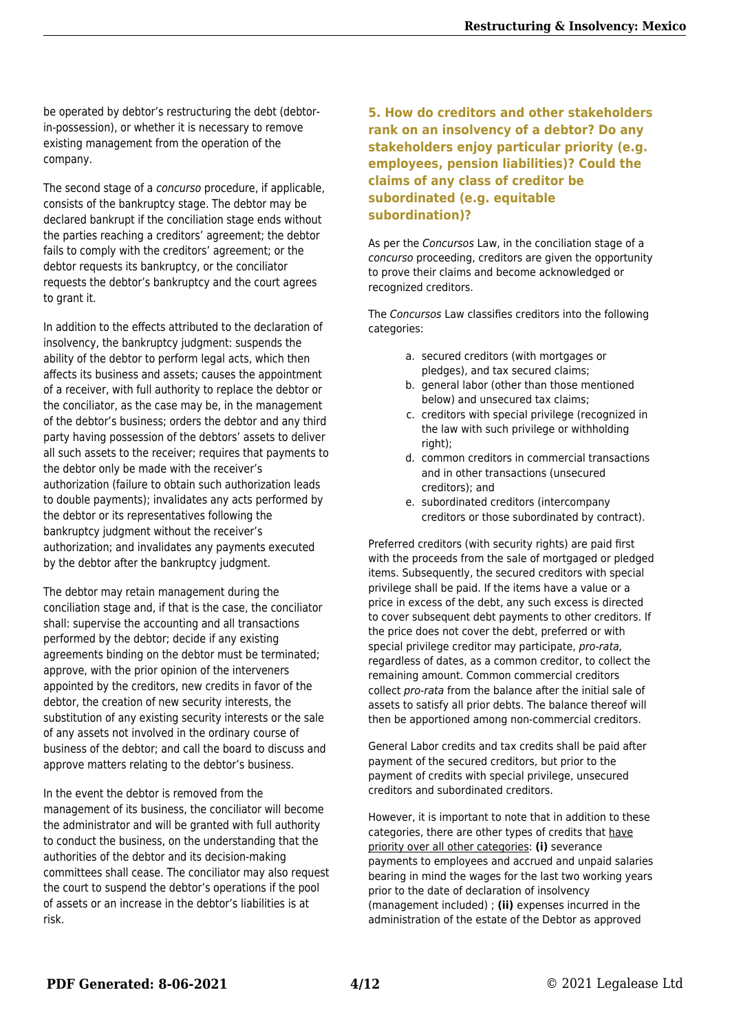be operated by debtor's restructuring the debt (debtor-in-possession), or whether it is necessary to remove existing management from the operation of the company.

The second stage of a *concurso* procedure, if applicable, consists of the bankruptcy stage. The debtor may be declared bankrupt if the conciliation stage ends without the parties reaching a creditors' agreement; the debtor fails to comply with the creditors' agreement; or the debtor requests its bankruptcy, or the conciliator requests the debtor's bankruptcy and the court agrees to grant it.

In addition to the effects attributed to the declaration of insolvency, the bankruptcy judgment: suspends the ability of the debtor to perform legal acts, which then affects its business and assets; causes the appointment of a receiver, with full authority to replace the debtor or the conciliator, as the case may be, in the management of the debtor's business; orders the debtor and any third party having possession of the debtors' assets to deliver all such assets to the receiver; requires that payments to the debtor only be made with the receiver's authorization (failure to obtain such authorization leads to double payments); invalidates any acts performed by the debtor or its representatives following the bankruptcy judgment without the receiver's authorization; and invalidates any payments executed by the debtor after the bankruptcy judgment.

The debtor may retain management during the conciliation stage and, if that is the case, the conciliator shall: supervise the accounting and all transactions performed by the debtor; decide if any existing agreements binding on the debtor must be terminated; approve, with the prior opinion of the interveners appointed by the creditors, new credits in favor of the debtor, the creation of new security interests, the substitution of any existing security interests or the sale of any assets not involved in the ordinary course of business of the debtor; and call the board to discuss and approve matters relating to the debtor's business.

In the event the debtor is removed from the management of its business, the conciliator will become the administrator and will be granted with full authority to conduct the business, on the understanding that the authorities of the debtor and its decision-making committees shall cease. The conciliator may also request the court to suspend the debtor's operations if the pool of assets or an increase in the debtor's liabilities is at risk.

## 5. How do creditors and other stakeholders rank on an insolvency of a debtor? Do any stakeholders enjoy particular priority (e.g. employees, pension liabilities)? Could the claims of any class of creditor be subordinated (e.g. equitable subordination)?

As per the *Concursos* Law, in the conciliation stage of a *concurso* proceeding, creditors are given the opportunity to prove their claims and become acknowledged or recognized creditors.

The *Concursos* Law classifies creditors into the following categories:

a. secured creditors (with mortgages or pledges), and tax secured claims;
b. general labor (other than those mentioned below) and unsecured tax claims;
c. creditors with special privilege (recognized in the law with such privilege or withholding right);
d. common creditors in commercial transactions and in other transactions (unsecured creditors); and
e. subordinated creditors (intercompany creditors or those subordinated by contract).

Preferred creditors (with security rights) are paid first with the proceeds from the sale of mortgaged or pledged items. Subsequently, the secured creditors with special privilege shall be paid. If the items have a value or a price in excess of the debt, any such excess is directed to cover subsequent debt payments to other creditors. If the price does not cover the debt, preferred or with special privilege creditor may participate, *pro-rata,* regardless of dates, as a common creditor, to collect the remaining amount. Common commercial creditors collect *pro-rata* from the balance after the initial sale of assets to satisfy all prior debts. The balance thereof will then be apportioned among non-commercial creditors.

General Labor credits and tax credits shall be paid after payment of the secured creditors, but prior to the payment of credits with special privilege, unsecured creditors and subordinated creditors.

However, it is important to note that in addition to these categories, there are other types of credits that have priority over all other categories: **(i)** severance payments to employees and accrued and unpaid salaries bearing in mind the wages for the last two working years prior to the date of declaration of insolvency (management included) ; **(ii)** expenses incurred in the administration of the estate of the Debtor as approved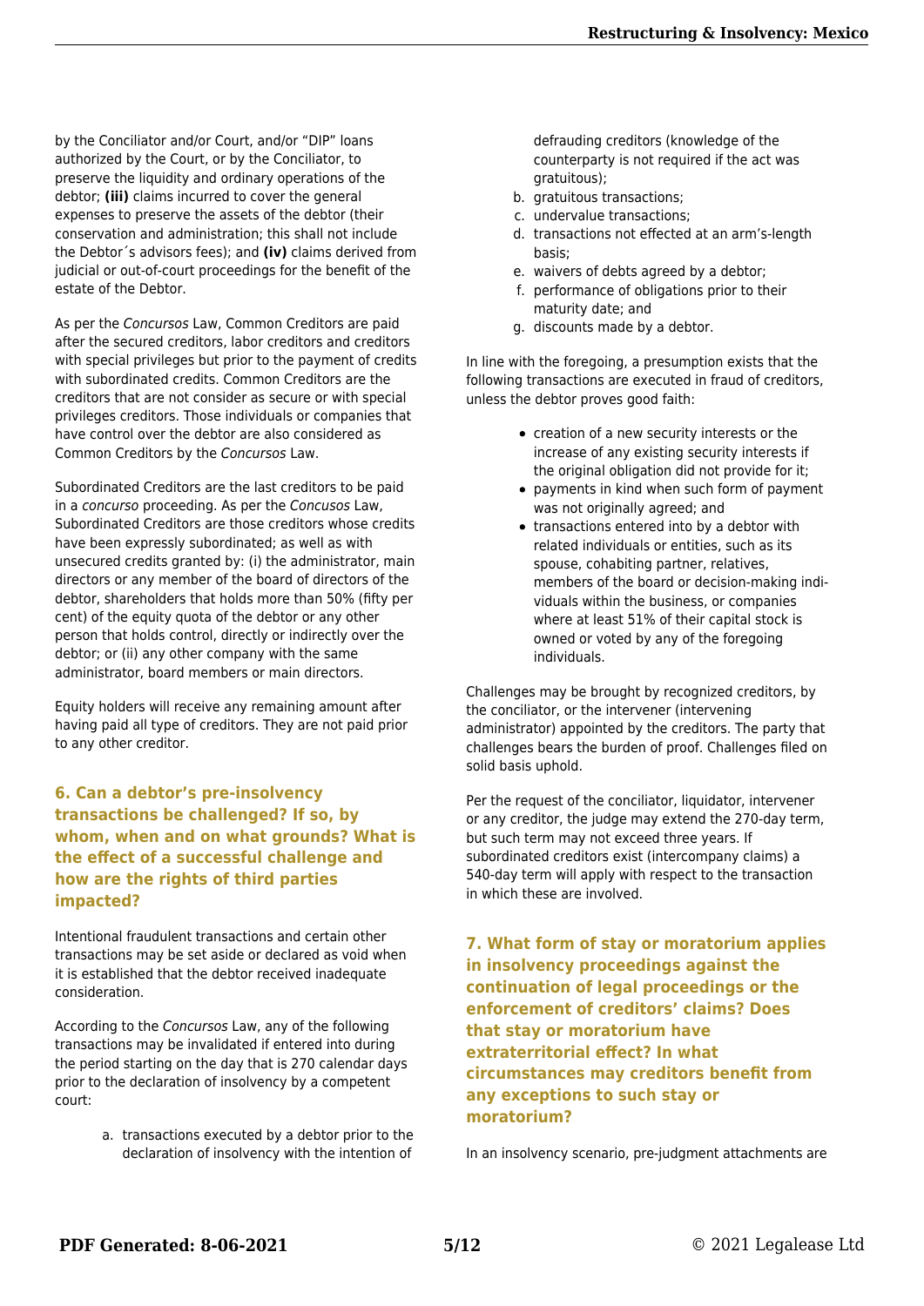by the Conciliator and/or Court, and/or "DIP" loans authorized by the Court, or by the Conciliator, to preserve the liquidity and ordinary operations of the debtor; **(iii)** claims incurred to cover the general expenses to preserve the assets of the debtor (their conservation and administration; this shall not include the Debtor´s advisors fees); and **(iv)** claims derived from judicial or out-of-court proceedings for the benefit of the estate of the Debtor.

As per the *Concursos* Law, Common Creditors are paid after the secured creditors, labor creditors and creditors with special privileges but prior to the payment of credits with subordinated credits. Common Creditors are the creditors that are not consider as secure or with special privileges creditors. Those individuals or companies that have control over the debtor are also considered as Common Creditors by the *Concursos* Law.

Subordinated Creditors are the last creditors to be paid in a *concurso* proceeding. As per the *Concusos* Law, Subordinated Creditors are those creditors whose credits have been expressly subordinated; as well as with unsecured credits granted by: (i) the administrator, main directors or any member of the board of directors of the debtor, shareholders that holds more than 50% (fifty per cent) of the equity quota of the debtor or any other person that holds control, directly or indirectly over the debtor; or (ii) any other company with the same administrator, board members or main directors.

Equity holders will receive any remaining amount after having paid all type of creditors. They are not paid prior to any other creditor.

### 6. Can a debtor's pre-insolvency transactions be challenged? If so, by whom, when and on what grounds? What is the effect of a successful challenge and how are the rights of third parties impacted?

Intentional fraudulent transactions and certain other transactions may be set aside or declared as void when it is established that the debtor received inadequate consideration.

According to the *Concursos* Law, any of the following transactions may be invalidated if entered into during the period starting on the day that is 270 calendar days prior to the declaration of insolvency by a competent court:

a. transactions executed by a debtor prior to the declaration of insolvency with the intention of defrauding creditors (knowledge of the counterparty is not required if the act was gratuitous);
b. gratuitous transactions;
c. undervalue transactions;
d. transactions not effected at an arm's-length basis;
e. waivers of debts agreed by a debtor;
f. performance of obligations prior to their maturity date; and
g. discounts made by a debtor.

In line with the foregoing, a presumption exists that the following transactions are executed in fraud of creditors, unless the debtor proves good faith:

- creation of a new security interests or the increase of any existing security interests if the original obligation did not provide for it;
- payments in kind when such form of payment was not originally agreed; and
- transactions entered into by a debtor with related individuals or entities, such as its spouse, cohabiting partner, relatives, members of the board or decision-making individuals within the business, or companies where at least 51% of their capital stock is owned or voted by any of the foregoing individuals.

Challenges may be brought by recognized creditors, by the conciliator, or the intervener (intervening administrator) appointed by the creditors. The party that challenges bears the burden of proof. Challenges filed on solid basis uphold.

Per the request of the conciliator, liquidator, intervener or any creditor, the judge may extend the 270-day term, but such term may not exceed three years. If subordinated creditors exist (intercompany claims) a 540-day term will apply with respect to the transaction in which these are involved.

### 7. What form of stay or moratorium applies in insolvency proceedings against the continuation of legal proceedings or the enforcement of creditors' claims? Does that stay or moratorium have extraterritorial effect? In what circumstances may creditors benefit from any exceptions to such stay or moratorium?

In an insolvency scenario, pre-judgment attachments are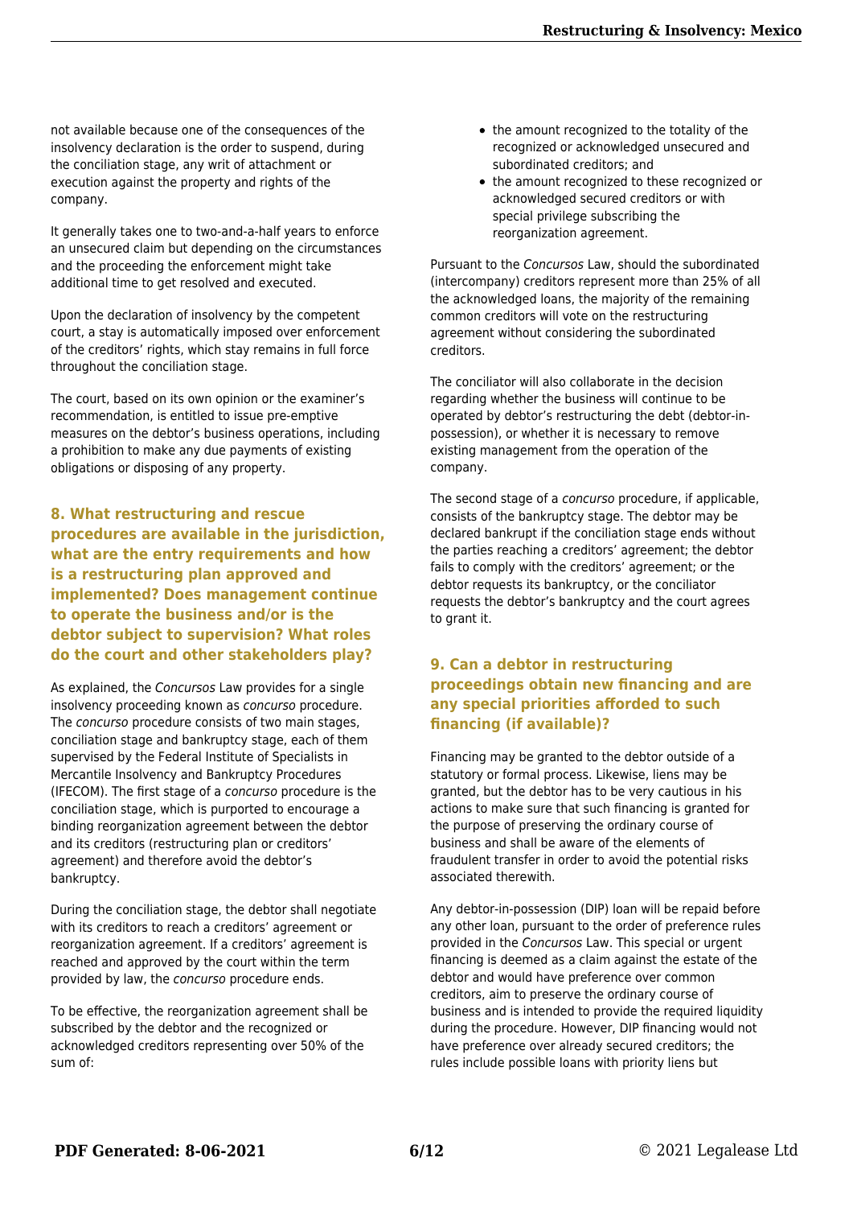not available because one of the consequences of the insolvency declaration is the order to suspend, during the conciliation stage, any writ of attachment or execution against the property and rights of the company.

It generally takes one to two-and-a-half years to enforce an unsecured claim but depending on the circumstances and the proceeding the enforcement might take additional time to get resolved and executed.

Upon the declaration of insolvency by the competent court, a stay is automatically imposed over enforcement of the creditors' rights, which stay remains in full force throughout the conciliation stage.

The court, based on its own opinion or the examiner's recommendation, is entitled to issue pre-emptive measures on the debtor's business operations, including a prohibition to make any due payments of existing obligations or disposing of any property.

## 8. What restructuring and rescue procedures are available in the jurisdiction, what are the entry requirements and how is a restructuring plan approved and implemented? Does management continue to operate the business and/or is the debtor subject to supervision? What roles do the court and other stakeholders play?

As explained, the *Concursos* Law provides for a single insolvency proceeding known as *concurso* procedure. The *concurso* procedure consists of two main stages, conciliation stage and bankruptcy stage, each of them supervised by the Federal Institute of Specialists in Mercantile Insolvency and Bankruptcy Procedures (IFECOM). The first stage of a *concurso* procedure is the conciliation stage, which is purported to encourage a binding reorganization agreement between the debtor and its creditors (restructuring plan or creditors' agreement) and therefore avoid the debtor's bankruptcy.

During the conciliation stage, the debtor shall negotiate with its creditors to reach a creditors' agreement or reorganization agreement. If a creditors' agreement is reached and approved by the court within the term provided by law, the *concurso* procedure ends.

To be effective, the reorganization agreement shall be subscribed by the debtor and the recognized or acknowledged creditors representing over 50% of the sum of:

- the amount recognized to the totality of the recognized or acknowledged unsecured and subordinated creditors; and
- the amount recognized to these recognized or acknowledged secured creditors or with special privilege subscribing the reorganization agreement.

Pursuant to the *Concursos* Law, should the subordinated (intercompany) creditors represent more than 25% of all the acknowledged loans, the majority of the remaining common creditors will vote on the restructuring agreement without considering the subordinated creditors.

The conciliator will also collaborate in the decision regarding whether the business will continue to be operated by debtor's restructuring the debt (debtor-in-possession), or whether it is necessary to remove existing management from the operation of the company.

The second stage of a *concurso* procedure, if applicable, consists of the bankruptcy stage. The debtor may be declared bankrupt if the conciliation stage ends without the parties reaching a creditors' agreement; the debtor fails to comply with the creditors' agreement; or the debtor requests its bankruptcy, or the conciliator requests the debtor's bankruptcy and the court agrees to grant it.

## 9. Can a debtor in restructuring proceedings obtain new financing and are any special priorities afforded to such financing (if available)?

Financing may be granted to the debtor outside of a statutory or formal process. Likewise, liens may be granted, but the debtor has to be very cautious in his actions to make sure that such financing is granted for the purpose of preserving the ordinary course of business and shall be aware of the elements of fraudulent transfer in order to avoid the potential risks associated therewith.

Any debtor-in-possession (DIP) loan will be repaid before any other loan, pursuant to the order of preference rules provided in the *Concursos* Law. This special or urgent financing is deemed as a claim against the estate of the debtor and would have preference over common creditors, aim to preserve the ordinary course of business and is intended to provide the required liquidity during the procedure. However, DIP financing would not have preference over already secured creditors; the rules include possible loans with priority liens but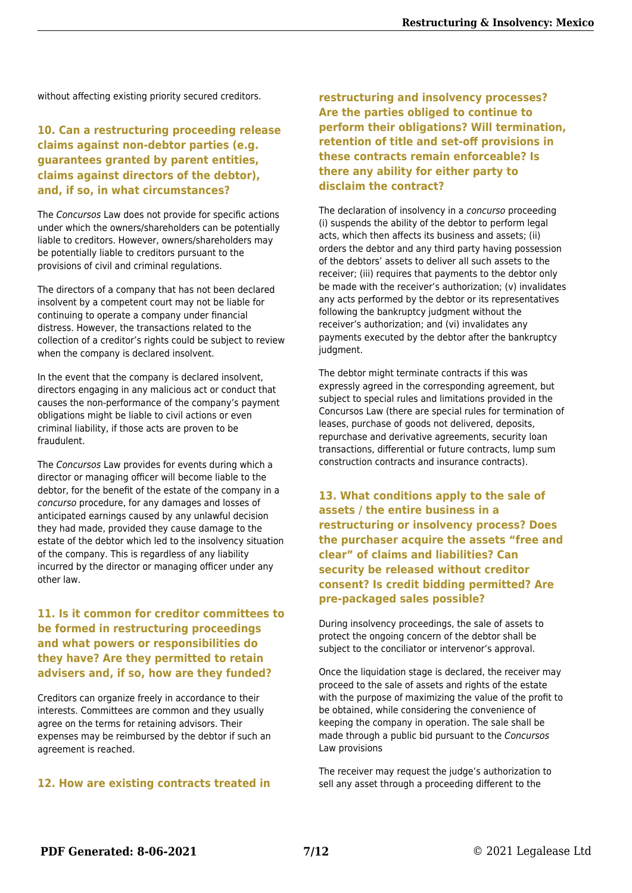without affecting existing priority secured creditors.

### 10. Can a restructuring proceeding release claims against non-debtor parties (e.g. guarantees granted by parent entities, claims against directors of the debtor), and, if so, in what circumstances?

The *Concursos* Law does not provide for specific actions under which the owners/shareholders can be potentially liable to creditors. However, owners/shareholders may be potentially liable to creditors pursuant to the provisions of civil and criminal regulations.

The directors of a company that has not been declared insolvent by a competent court may not be liable for continuing to operate a company under financial distress. However, the transactions related to the collection of a creditor's rights could be subject to review when the company is declared insolvent.

In the event that the company is declared insolvent, directors engaging in any malicious act or conduct that causes the non-performance of the company's payment obligations might be liable to civil actions or even criminal liability, if those acts are proven to be fraudulent.

The *Concursos* Law provides for events during which a director or managing officer will become liable to the debtor, for the benefit of the estate of the company in a *concurso* procedure, for any damages and losses of anticipated earnings caused by any unlawful decision they had made, provided they cause damage to the estate of the debtor which led to the insolvency situation of the company. This is regardless of any liability incurred by the director or managing officer under any other law.

### 11. Is it common for creditor committees to be formed in restructuring proceedings and what powers or responsibilities do they have? Are they permitted to retain advisers and, if so, how are they funded?

Creditors can organize freely in accordance to their interests. Committees are common and they usually agree on the terms for retaining advisors. Their expenses may be reimbursed by the debtor if such an agreement is reached.

### 12. How are existing contracts treated in restructuring and insolvency processes? Are the parties obliged to continue to perform their obligations? Will termination, retention of title and set-off provisions in these contracts remain enforceable? Is there any ability for either party to disclaim the contract?

The declaration of insolvency in a *concurso* proceeding (i) suspends the ability of the debtor to perform legal acts, which then affects its business and assets; (ii) orders the debtor and any third party having possession of the debtors' assets to deliver all such assets to the receiver; (iii) requires that payments to the debtor only be made with the receiver's authorization; (v) invalidates any acts performed by the debtor or its representatives following the bankruptcy judgment without the receiver's authorization; and (vi) invalidates any payments executed by the debtor after the bankruptcy judgment.

The debtor might terminate contracts if this was expressly agreed in the corresponding agreement, but subject to special rules and limitations provided in the Concursos Law (there are special rules for termination of leases, purchase of goods not delivered, deposits, repurchase and derivative agreements, security loan transactions, differential or future contracts, lump sum construction contracts and insurance contracts).

### 13. What conditions apply to the sale of assets / the entire business in a restructuring or insolvency process? Does the purchaser acquire the assets "free and clear" of claims and liabilities? Can security be released without creditor consent? Is credit bidding permitted? Are pre-packaged sales possible?

During insolvency proceedings, the sale of assets to protect the ongoing concern of the debtor shall be subject to the conciliator or intervenor's approval.

Once the liquidation stage is declared, the receiver may proceed to the sale of assets and rights of the estate with the purpose of maximizing the value of the profit to be obtained, while considering the convenience of keeping the company in operation. The sale shall be made through a public bid pursuant to the *Concursos* Law provisions

The receiver may request the judge's authorization to sell any asset through a proceeding different to the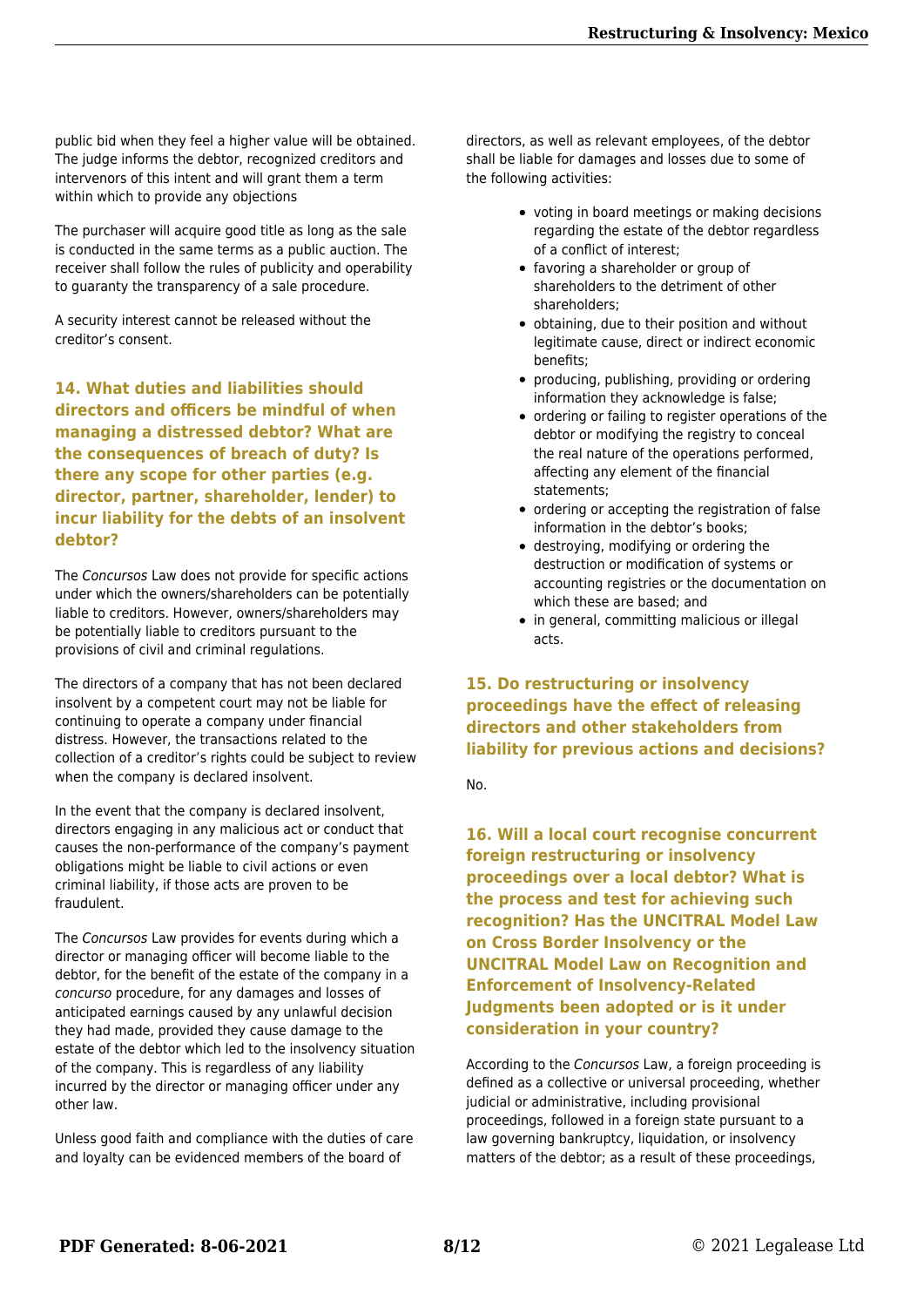public bid when they feel a higher value will be obtained. The judge informs the debtor, recognized creditors and intervenors of this intent and will grant them a term within which to provide any objections

The purchaser will acquire good title as long as the sale is conducted in the same terms as a public auction. The receiver shall follow the rules of publicity and operability to guaranty the transparency of a sale procedure.

A security interest cannot be released without the creditor's consent.

## 14. What duties and liabilities should directors and officers be mindful of when managing a distressed debtor? What are the consequences of breach of duty? Is there any scope for other parties (e.g. director, partner, shareholder, lender) to incur liability for the debts of an insolvent debtor?

The *Concursos* Law does not provide for specific actions under which the owners/shareholders can be potentially liable to creditors. However, owners/shareholders may be potentially liable to creditors pursuant to the provisions of civil and criminal regulations.

The directors of a company that has not been declared insolvent by a competent court may not be liable for continuing to operate a company under financial distress. However, the transactions related to the collection of a creditor's rights could be subject to review when the company is declared insolvent.

In the event that the company is declared insolvent, directors engaging in any malicious act or conduct that causes the non-performance of the company's payment obligations might be liable to civil actions or even criminal liability, if those acts are proven to be fraudulent.

The *Concursos* Law provides for events during which a director or managing officer will become liable to the debtor, for the benefit of the estate of the company in a *concurso* procedure, for any damages and losses of anticipated earnings caused by any unlawful decision they had made, provided they cause damage to the estate of the debtor which led to the insolvency situation of the company. This is regardless of any liability incurred by the director or managing officer under any other law.

Unless good faith and compliance with the duties of care and loyalty can be evidenced members of the board of directors, as well as relevant employees, of the debtor shall be liable for damages and losses due to some of the following activities:

- voting in board meetings or making decisions regarding the estate of the debtor regardless of a conflict of interest;
- favoring a shareholder or group of shareholders to the detriment of other shareholders;
- obtaining, due to their position and without legitimate cause, direct or indirect economic benefits;
- producing, publishing, providing or ordering information they acknowledge is false;
- ordering or failing to register operations of the debtor or modifying the registry to conceal the real nature of the operations performed, affecting any element of the financial statements;
- ordering or accepting the registration of false information in the debtor's books;
- destroying, modifying or ordering the destruction or modification of systems or accounting registries or the documentation on which these are based; and
- in general, committing malicious or illegal acts.

## 15. Do restructuring or insolvency proceedings have the effect of releasing directors and other stakeholders from liability for previous actions and decisions?

No.

## 16. Will a local court recognise concurrent foreign restructuring or insolvency proceedings over a local debtor? What is the process and test for achieving such recognition? Has the UNCITRAL Model Law on Cross Border Insolvency or the UNCITRAL Model Law on Recognition and Enforcement of Insolvency-Related Judgments been adopted or is it under consideration in your country?

According to the *Concursos* Law, a foreign proceeding is defined as a collective or universal proceeding, whether judicial or administrative, including provisional proceedings, followed in a foreign state pursuant to a law governing bankruptcy, liquidation, or insolvency matters of the debtor; as a result of these proceedings,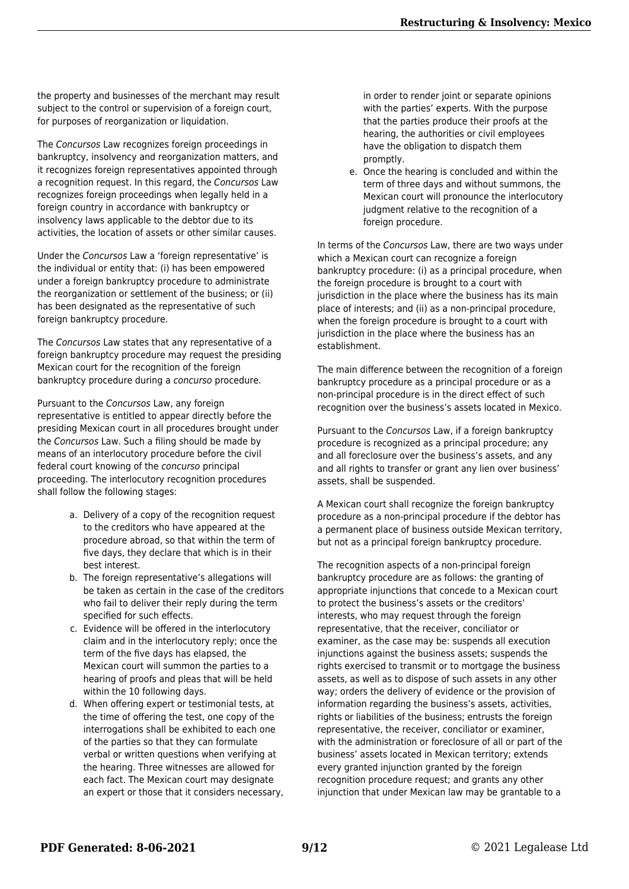the property and businesses of the merchant may result subject to the control or supervision of a foreign court, for purposes of reorganization or liquidation.

The *Concursos* Law recognizes foreign proceedings in bankruptcy, insolvency and reorganization matters, and it recognizes foreign representatives appointed through a recognition request. In this regard, the *Concursos* Law recognizes foreign proceedings when legally held in a foreign country in accordance with bankruptcy or insolvency laws applicable to the debtor due to its activities, the location of assets or other similar causes.

Under the *Concursos* Law a 'foreign representative' is the individual or entity that: (i) has been empowered under a foreign bankruptcy procedure to administrate the reorganization or settlement of the business; or (ii) has been designated as the representative of such foreign bankruptcy procedure.

The *Concursos* Law states that any representative of a foreign bankruptcy procedure may request the presiding Mexican court for the recognition of the foreign bankruptcy procedure during a *concurso* procedure.

Pursuant to the *Concursos* Law, any foreign representative is entitled to appear directly before the presiding Mexican court in all procedures brought under the *Concursos* Law. Such a filing should be made by means of an interlocutory procedure before the civil federal court knowing of the *concurso* principal proceeding. The interlocutory recognition procedures shall follow the following stages:

a. Delivery of a copy of the recognition request to the creditors who have appeared at the procedure abroad, so that within the term of five days, they declare that which is in their best interest.
b. The foreign representative's allegations will be taken as certain in the case of the creditors who fail to deliver their reply during the term specified for such effects.
c. Evidence will be offered in the interlocutory claim and in the interlocutory reply; once the term of the five days has elapsed, the Mexican court will summon the parties to a hearing of proofs and pleas that will be held within the 10 following days.
d. When offering expert or testimonial tests, at the time of offering the test, one copy of the interrogations shall be exhibited to each one of the parties so that they can formulate verbal or written questions when verifying at the hearing. Three witnesses are allowed for each fact. The Mexican court may designate an expert or those that it considers necessary, in order to render joint or separate opinions with the parties' experts. With the purpose that the parties produce their proofs at the hearing, the authorities or civil employees have the obligation to dispatch them promptly.
e. Once the hearing is concluded and within the term of three days and without summons, the Mexican court will pronounce the interlocutory judgment relative to the recognition of a foreign procedure.

In terms of the *Concursos* Law, there are two ways under which a Mexican court can recognize a foreign bankruptcy procedure: (i) as a principal procedure, when the foreign procedure is brought to a court with jurisdiction in the place where the business has its main place of interests; and (ii) as a non-principal procedure, when the foreign procedure is brought to a court with jurisdiction in the place where the business has an establishment.

The main difference between the recognition of a foreign bankruptcy procedure as a principal procedure or as a non-principal procedure is in the direct effect of such recognition over the business's assets located in Mexico.

Pursuant to the *Concursos* Law, if a foreign bankruptcy procedure is recognized as a principal procedure; any and all foreclosure over the business's assets, and any and all rights to transfer or grant any lien over business' assets, shall be suspended.

A Mexican court shall recognize the foreign bankruptcy procedure as a non-principal procedure if the debtor has a permanent place of business outside Mexican territory, but not as a principal foreign bankruptcy procedure.

The recognition aspects of a non-principal foreign bankruptcy procedure are as follows: the granting of appropriate injunctions that concede to a Mexican court to protect the business's assets or the creditors' interests, who may request through the foreign representative, that the receiver, conciliator or examiner, as the case may be: suspends all execution injunctions against the business assets; suspends the rights exercised to transmit or to mortgage the business assets, as well as to dispose of such assets in any other way; orders the delivery of evidence or the provision of information regarding the business's assets, activities, rights or liabilities of the business; entrusts the foreign representative, the receiver, conciliator or examiner, with the administration or foreclosure of all or part of the business' assets located in Mexican territory; extends every granted injunction granted by the foreign recognition procedure request; and grants any other injunction that under Mexican law may be grantable to a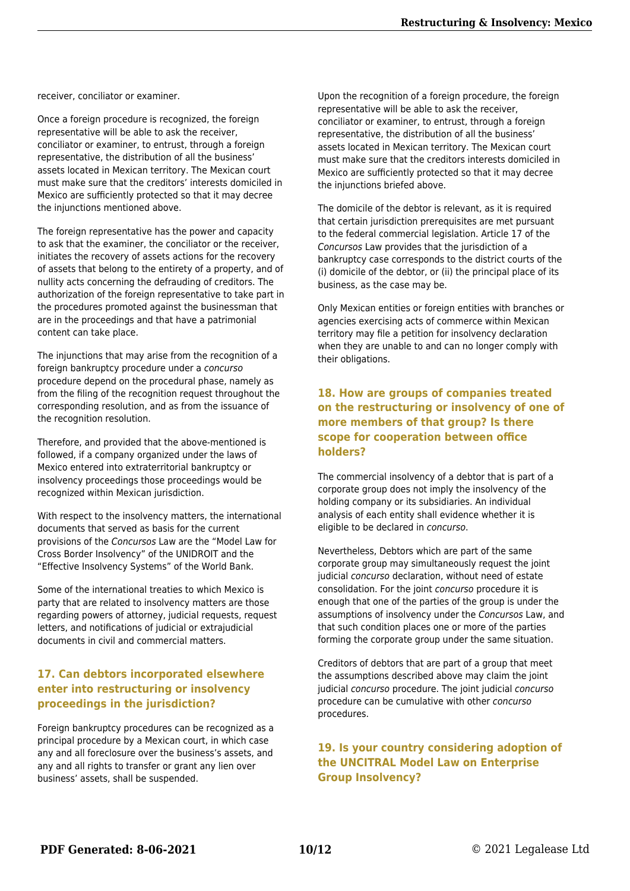receiver, conciliator or examiner.

Once a foreign procedure is recognized, the foreign representative will be able to ask the receiver, conciliator or examiner, to entrust, through a foreign representative, the distribution of all the business' assets located in Mexican territory. The Mexican court must make sure that the creditors' interests domiciled in Mexico are sufficiently protected so that it may decree the injunctions mentioned above.

The foreign representative has the power and capacity to ask that the examiner, the conciliator or the receiver, initiates the recovery of assets actions for the recovery of assets that belong to the entirety of a property, and of nullity acts concerning the defrauding of creditors. The authorization of the foreign representative to take part in the procedures promoted against the businessman that are in the proceedings and that have a patrimonial content can take place.

The injunctions that may arise from the recognition of a foreign bankruptcy procedure under a *concurso* procedure depend on the procedural phase, namely as from the filing of the recognition request throughout the corresponding resolution, and as from the issuance of the recognition resolution.

Therefore, and provided that the above-mentioned is followed, if a company organized under the laws of Mexico entered into extraterritorial bankruptcy or insolvency proceedings those proceedings would be recognized within Mexican jurisdiction.

With respect to the insolvency matters, the international documents that served as basis for the current provisions of the *Concursos* Law are the "Model Law for Cross Border Insolvency" of the UNIDROIT and the "Effective Insolvency Systems" of the World Bank.

Some of the international treaties to which Mexico is party that are related to insolvency matters are those regarding powers of attorney, judicial requests, request letters, and notifications of judicial or extrajudicial documents in civil and commercial matters.

## 17. Can debtors incorporated elsewhere enter into restructuring or insolvency proceedings in the jurisdiction?

Foreign bankruptcy procedures can be recognized as a principal procedure by a Mexican court, in which case any and all foreclosure over the business's assets, and any and all rights to transfer or grant any lien over business' assets, shall be suspended.

Upon the recognition of a foreign procedure, the foreign representative will be able to ask the receiver, conciliator or examiner, to entrust, through a foreign representative, the distribution of all the business' assets located in Mexican territory. The Mexican court must make sure that the creditors interests domiciled in Mexico are sufficiently protected so that it may decree the injunctions briefed above.

The domicile of the debtor is relevant, as it is required that certain jurisdiction prerequisites are met pursuant to the federal commercial legislation. Article 17 of the *Concursos* Law provides that the jurisdiction of a bankruptcy case corresponds to the district courts of the (i) domicile of the debtor, or (ii) the principal place of its business, as the case may be.

Only Mexican entities or foreign entities with branches or agencies exercising acts of commerce within Mexican territory may file a petition for insolvency declaration when they are unable to and can no longer comply with their obligations.

## 18. How are groups of companies treated on the restructuring or insolvency of one of more members of that group? Is there scope for cooperation between office holders?

The commercial insolvency of a debtor that is part of a corporate group does not imply the insolvency of the holding company or its subsidiaries. An individual analysis of each entity shall evidence whether it is eligible to be declared in *concurso*.

Nevertheless, Debtors which are part of the same corporate group may simultaneously request the joint judicial *concurso* declaration, without need of estate consolidation. For the joint *concurso* procedure it is enough that one of the parties of the group is under the assumptions of insolvency under the *Concursos* Law, and that such condition places one or more of the parties forming the corporate group under the same situation.

Creditors of debtors that are part of a group that meet the assumptions described above may claim the joint judicial *concurso* procedure. The joint judicial *concurso* procedure can be cumulative with other *concurso* procedures.

## 19. Is your country considering adoption of the UNCITRAL Model Law on Enterprise Group Insolvency?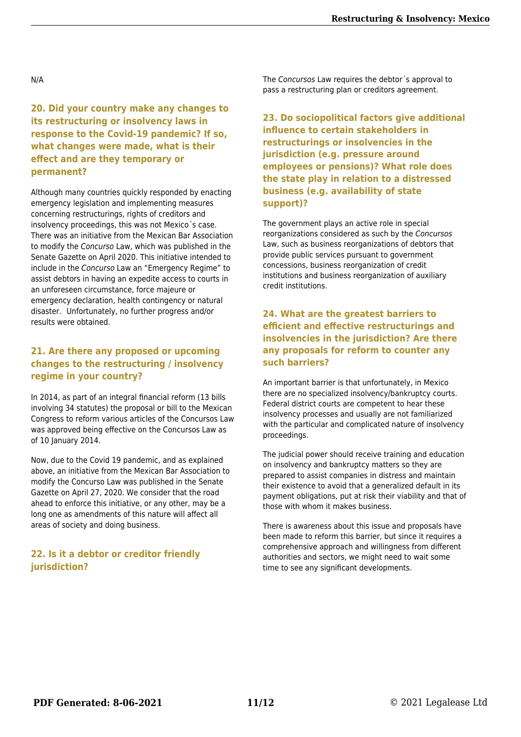N/A

## 20. Did your country make any changes to its restructuring or insolvency laws in response to the Covid-19 pandemic? If so, what changes were made, what is their effect and are they temporary or permanent?

Although many countries quickly responded by enacting emergency legislation and implementing measures concerning restructurings, rights of creditors and insolvency proceedings, this was not Mexico´s case. There was an initiative from the Mexican Bar Association to modify the *Concurso* Law, which was published in the Senate Gazette on April 2020. This initiative intended to include in the *Concurso* Law an "Emergency Regime" to assist debtors in having an expedite access to courts in an unforeseen circumstance, force majeure or emergency declaration, health contingency or natural disaster.  Unfortunately, no further progress and/or results were obtained.

## 21. Are there any proposed or upcoming changes to the restructuring / insolvency regime in your country?

In 2014, as part of an integral financial reform (13 bills involving 34 statutes) the proposal or bill to the Mexican Congress to reform various articles of the Concursos Law was approved being effective on the Concursos Law as of 10 January 2014.

Now, due to the Covid 19 pandemic, and as explained above, an initiative from the Mexican Bar Association to modify the Concurso Law was published in the Senate Gazette on April 27, 2020. We consider that the road ahead to enforce this initiative, or any other, may be a long one as amendments of this nature will affect all areas of society and doing business.

## 22. Is it a debtor or creditor friendly jurisdiction?

The *Concursos* Law requires the debtor´s approval to pass a restructuring plan or creditors agreement.

## 23. Do sociopolitical factors give additional influence to certain stakeholders in restructurings or insolvencies in the jurisdiction (e.g. pressure around employees or pensions)? What role does the state play in relation to a distressed business (e.g. availability of state support)?

The government plays an active role in special reorganizations considered as such by the *Concursos* Law, such as business reorganizations of debtors that provide public services pursuant to government concessions, business reorganization of credit institutions and business reorganization of auxiliary credit institutions.

## 24. What are the greatest barriers to efficient and effective restructurings and insolvencies in the jurisdiction? Are there any proposals for reform to counter any such barriers?

An important barrier is that unfortunately, in Mexico there are no specialized insolvency/bankruptcy courts. Federal district courts are competent to hear these insolvency processes and usually are not familiarized with the particular and complicated nature of insolvency proceedings.

The judicial power should receive training and education on insolvency and bankruptcy matters so they are prepared to assist companies in distress and maintain their existence to avoid that a generalized default in its payment obligations, put at risk their viability and that of those with whom it makes business.

There is awareness about this issue and proposals have been made to reform this barrier, but since it requires a comprehensive approach and willingness from different authorities and sectors, we might need to wait some time to see any significant developments.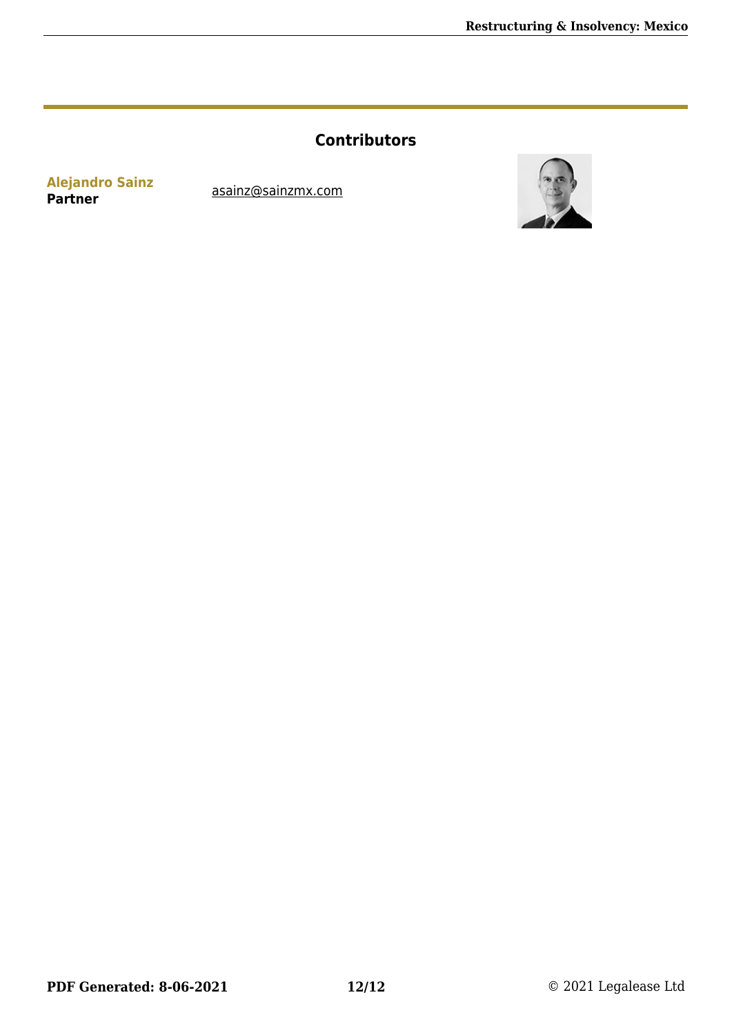## Contributors

**Alejandro Sainz**
**Partner**

asainz@sainzmx.com